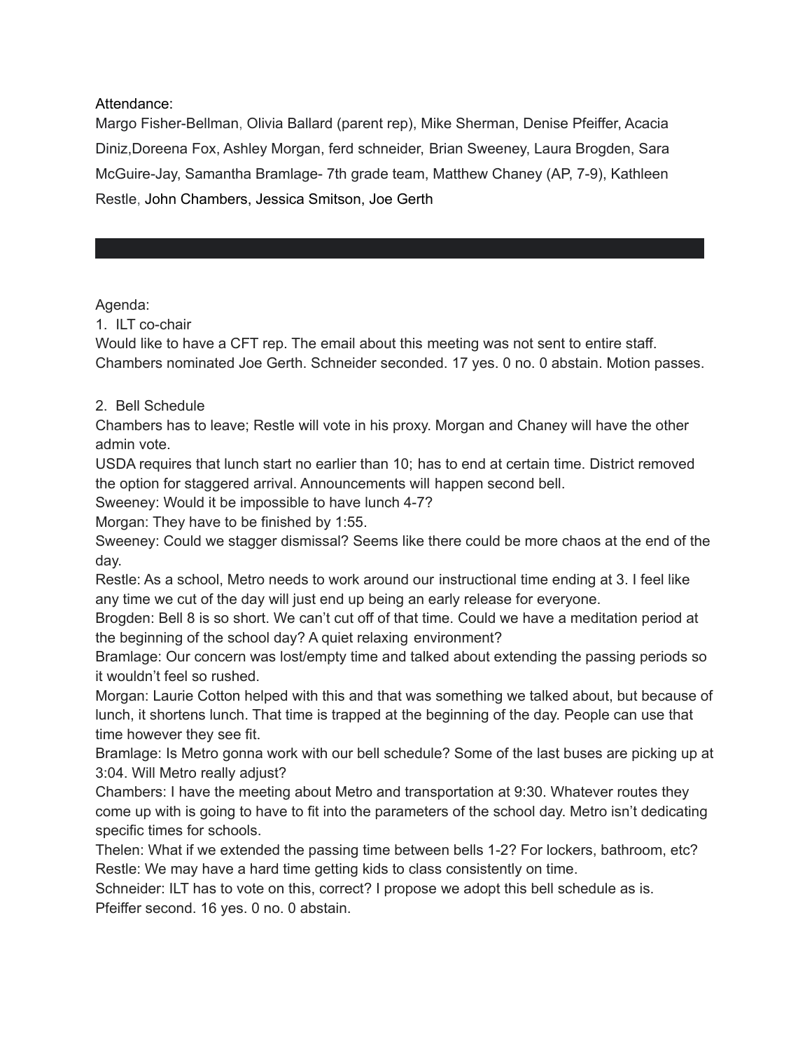Attendance:
Margo Fisher-Bellman, Olivia Ballard (parent rep), Mike Sherman, Denise Pfeiffer, Acacia Diniz,Doreena Fox, Ashley Morgan, ferd schneider, Brian Sweeney, Laura Brogden, Sara McGuire-Jay, Samantha Bramlage- 7th grade team, Matthew Chaney (AP, 7-9), Kathleen Restle, John Chambers, Jessica Smitson, Joe Gerth

---

Agenda:

1. ILT co-chair

Would like to have a CFT rep. The email about this meeting was not sent to entire staff. Chambers nominated Joe Gerth. Schneider seconded. 17 yes. 0 no. 0 abstain. Motion passes.

2. Bell Schedule

Chambers has to leave; Restle will vote in his proxy. Morgan and Chaney will have the other admin vote.

USDA requires that lunch start no earlier than 10; has to end at certain time. District removed the option for staggered arrival. Announcements will happen second bell.

Sweeney: Would it be impossible to have lunch 4-7?

Morgan: They have to be finished by 1:55.

Sweeney: Could we stagger dismissal? Seems like there could be more chaos at the end of the day.

Restle: As a school, Metro needs to work around our instructional time ending at 3. I feel like any time we cut of the day will just end up being an early release for everyone.

Brogden: Bell 8 is so short. We can't cut off of that time. Could we have a meditation period at the beginning of the school day? A quiet relaxing environment?

Bramlage: Our concern was lost/empty time and talked about extending the passing periods so it wouldn't feel so rushed.

Morgan: Laurie Cotton helped with this and that was something we talked about, but because of lunch, it shortens lunch. That time is trapped at the beginning of the day. People can use that time however they see fit.

Bramlage: Is Metro gonna work with our bell schedule? Some of the last buses are picking up at 3:04. Will Metro really adjust?

Chambers: I have the meeting about Metro and transportation at 9:30. Whatever routes they come up with is going to have to fit into the parameters of the school day. Metro isn't dedicating specific times for schools.

Thelen: What if we extended the passing time between bells 1-2? For lockers, bathroom, etc?

Restle: We may have a hard time getting kids to class consistently on time.

Schneider: ILT has to vote on this, correct? I propose we adopt this bell schedule as is. Pfeiffer second. 16 yes. 0 no. 0 abstain.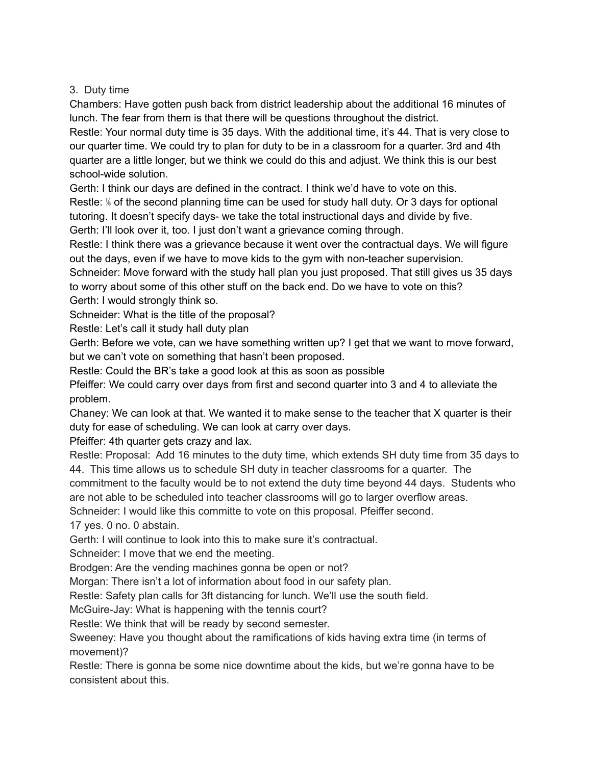3. Duty time

Chambers: Have gotten push back from district leadership about the additional 16 minutes of lunch. The fear from them is that there will be questions throughout the district.

Restle: Your normal duty time is 35 days. With the additional time, it's 44. That is very close to our quarter time. We could try to plan for duty to be in a classroom for a quarter. 3rd and 4th quarter are a little longer, but we think we could do this and adjust. We think this is our best school-wide solution.

Gerth: I think our days are defined in the contract. I think we'd have to vote on this.

Restle: ⅕ of the second planning time can be used for study hall duty. Or 3 days for optional tutoring. It doesn't specify days- we take the total instructional days and divide by five.

Gerth: I'll look over it, too. I just don't want a grievance coming through.

Restle: I think there was a grievance because it went over the contractual days. We will figure out the days, even if we have to move kids to the gym with non-teacher supervision.

Schneider: Move forward with the study hall plan you just proposed. That still gives us 35 days to worry about some of this other stuff on the back end. Do we have to vote on this?

Gerth: I would strongly think so.

Schneider: What is the title of the proposal?

Restle: Let's call it study hall duty plan

Gerth: Before we vote, can we have something written up? I get that we want to move forward, but we can't vote on something that hasn't been proposed.

Restle: Could the BR's take a good look at this as soon as possible

Pfeiffer: We could carry over days from first and second quarter into 3 and 4 to alleviate the problem.

Chaney: We can look at that. We wanted it to make sense to the teacher that X quarter is their duty for ease of scheduling. We can look at carry over days.

Pfeiffer: 4th quarter gets crazy and lax.

Restle: Proposal: Add 16 minutes to the duty time, which extends SH duty time from 35 days to 44. This time allows us to schedule SH duty in teacher classrooms for a quarter. The commitment to the faculty would be to not extend the duty time beyond 44 days. Students who are not able to be scheduled into teacher classrooms will go to larger overflow areas.

Schneider: I would like this committe to vote on this proposal. Pfeiffer second.

17 yes. 0 no. 0 abstain.

Gerth: I will continue to look into this to make sure it's contractual.

Schneider: I move that we end the meeting.

Brodgen: Are the vending machines gonna be open or not?

Morgan: There isn't a lot of information about food in our safety plan.

Restle: Safety plan calls for 3ft distancing for lunch. We'll use the south field.

McGuire-Jay: What is happening with the tennis court?

Restle: We think that will be ready by second semester.

Sweeney: Have you thought about the ramifications of kids having extra time (in terms of movement)?

Restle: There is gonna be some nice downtime about the kids, but we're gonna have to be consistent about this.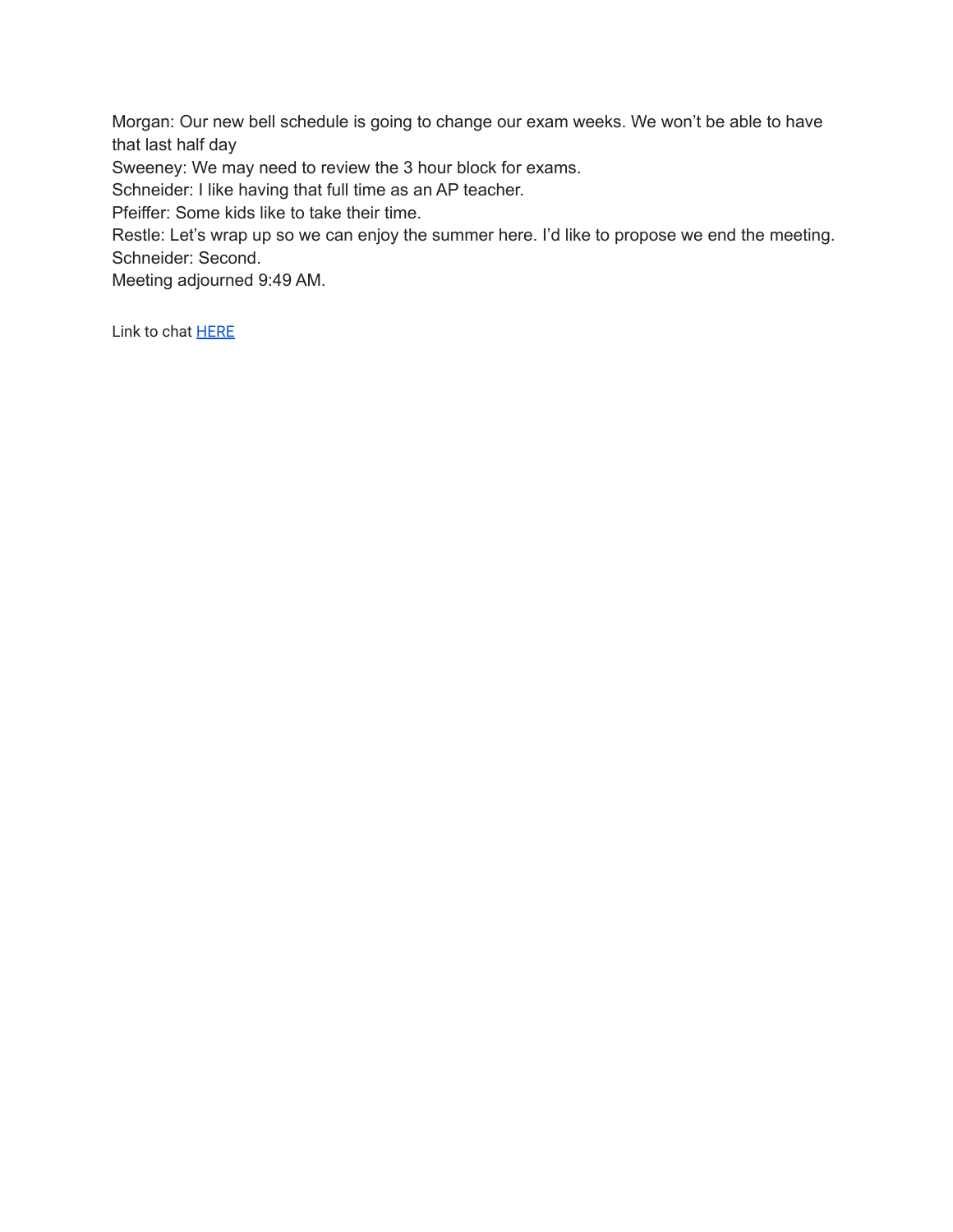Morgan: Our new bell schedule is going to change our exam weeks. We won't be able to have that last half day
Sweeney: We may need to review the 3 hour block for exams.
Schneider: I like having that full time as an AP teacher.
Pfeiffer: Some kids like to take their time.
Restle: Let's wrap up so we can enjoy the summer here. I'd like to propose we end the meeting.
Schneider: Second.
Meeting adjourned 9:49 AM.

Link to chat HERE